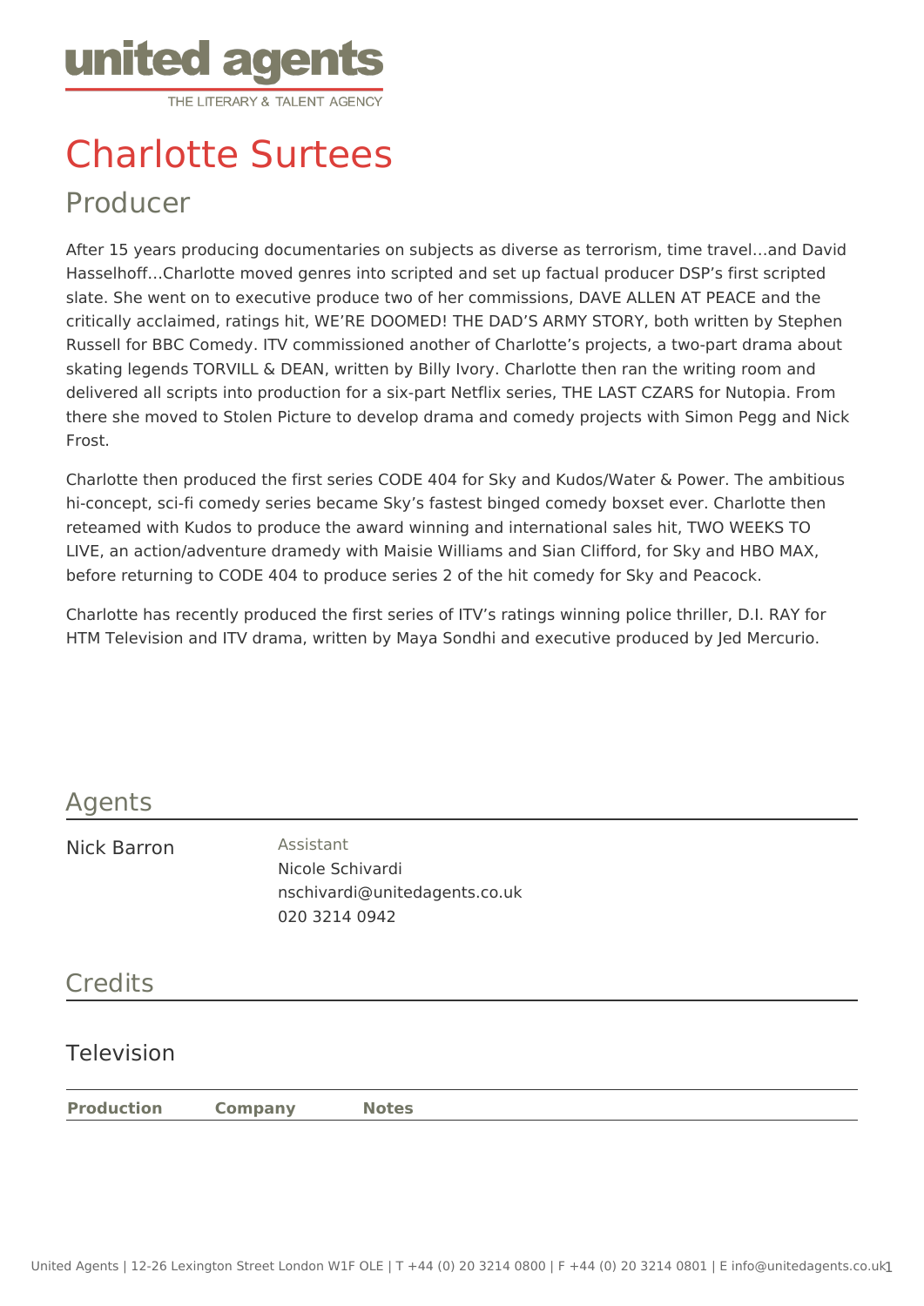# Charlotte Surtees

## Producer

After 15 years producing documentaries on subjects as diverse as terrorism, time travel…and David Hasselhoff…Charlotte moved genres into scripted and set up factual producer DSP's first scripted slate. She went on to executive produce two of her commissions, DAVE ALLEN AT PEACE and the critically acclaimed, ratings hit, WE'RE DOOMED! THE DAD'S ARMY STORY, both written by Stephen Russell for BBC Comedy. ITV commissioned another of Charlotte's projects, a two-part drama about skating legends TORVILL & DEAN, written by Billy Ivory. Charlotte then ran the writing room and delivered all scripts into production for a six-part Netflix series, THE LAST CZARS for Nutopia. From there she moved to Stolen Picture to develop drama and comedy projects with Simon Pegg and Nick Frost.

Charlotte then produced the first series CODE 404 for Sky and Kudos/Water & Power. The ambitious hi-concept, sci-fi comedy series became Sky's fastest binged comedy boxset ever. Charlotte then reteamed with Kudos to produce the award winning and international sales hit, TWO WEEKS TO LIVE, an action/adventure dramedy with Maisie Williams and Sian Clifford, for Sky and HBO MAX, before returning to CODE 404 to produce series 2 of the hit comedy for Sky and Peacock.

Charlotte has recently produced the first series of ITV's ratings winning police thriller, D.I. RAY for HTM Television and ITV drama, written by Maya Sondhi and executive produced by Jed Mercurio.

## Agents

Nick Barron

Assistant
Nicole Schivardi
nschivardi@unitedagents.co.uk
020 3214 0942

## Credits

### Television

| Production | Company | Notes |
|---|---|---|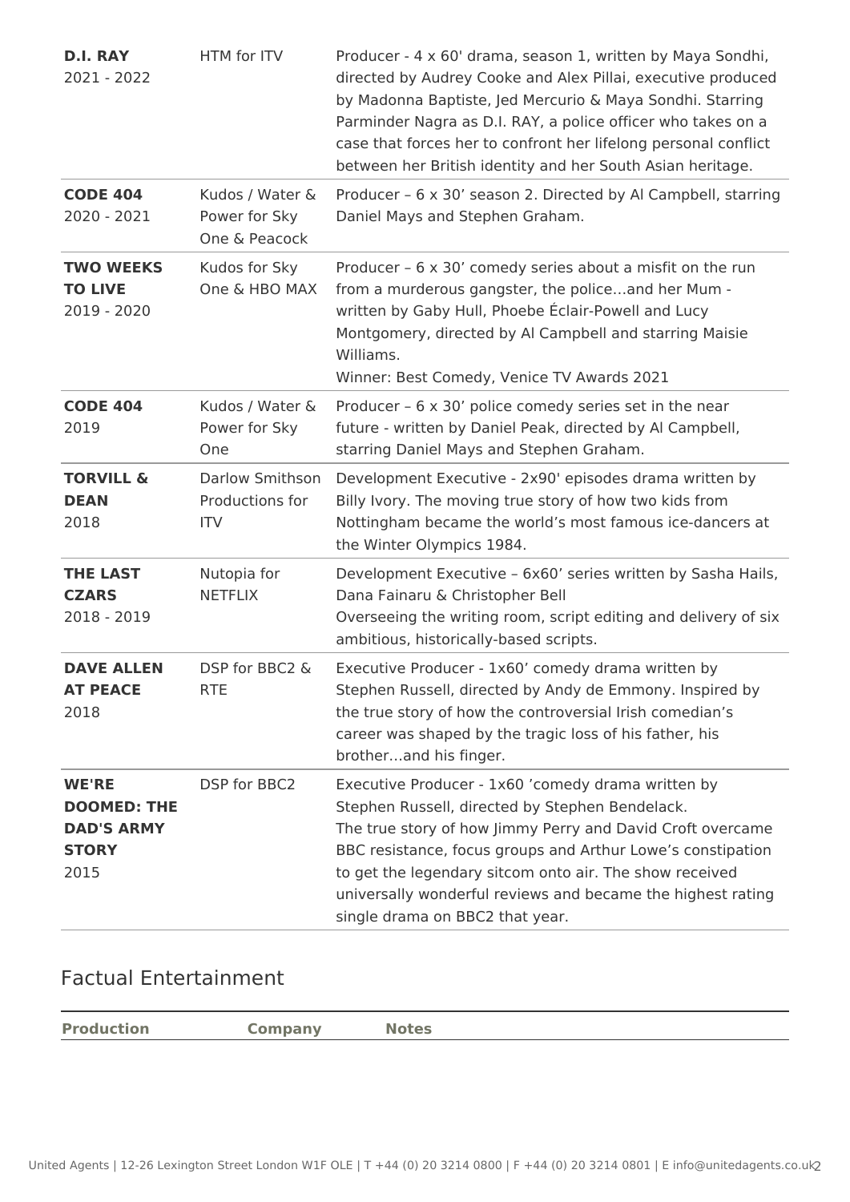| | | |
|---|---|---|
| **D.I. RAY** 2021 - 2022 | HTM for ITV | Producer - 4 x 60' drama, season 1, written by Maya Sondhi, directed by Audrey Cooke and Alex Pillai, executive produced by Madonna Baptiste, Jed Mercurio & Maya Sondhi. Starring Parminder Nagra as D.I. RAY, a police officer who takes on a case that forces her to confront her lifelong personal conflict between her British identity and her South Asian heritage. |
| **CODE 404** 2020 - 2021 | Kudos / Water & Power for Sky One & Peacock | Producer – 6 x 30' season 2. Directed by Al Campbell, starring Daniel Mays and Stephen Graham. |
| **TWO WEEKS TO LIVE** 2019 - 2020 | Kudos for Sky One & HBO MAX | Producer – 6 x 30' comedy series about a misfit on the run from a murderous gangster, the police…and her Mum - written by Gaby Hull, Phoebe Éclair-Powell and Lucy Montgomery, directed by Al Campbell and starring Maisie Williams.<br>Winner: Best Comedy, Venice TV Awards 2021 |
| **CODE 404** 2019 | Kudos / Water & Power for Sky One | Producer – 6 x 30' police comedy series set in the near future - written by Daniel Peak, directed by Al Campbell, starring Daniel Mays and Stephen Graham. |
| **TORVILL & DEAN** 2018 | Darlow Smithson Productions for ITV | Development Executive - 2x90' episodes drama written by Billy Ivory. The moving true story of how two kids from Nottingham became the world's most famous ice-dancers at the Winter Olympics 1984. |
| **THE LAST CZARS** 2018 - 2019 | Nutopia for NETFLIX | Development Executive – 6x60' series written by Sasha Hails, Dana Fainaru & Christopher Bell<br>Overseeing the writing room, script editing and delivery of six ambitious, historically-based scripts. |
| **DAVE ALLEN AT PEACE** 2018 | DSP for BBC2 & RTE | Executive Producer - 1x60' comedy drama written by Stephen Russell, directed by Andy de Emmony. Inspired by the true story of how the controversial Irish comedian's career was shaped by the tragic loss of his father, his brother…and his finger. |
| **WE'RE DOOMED: THE DAD'S ARMY STORY** 2015 | DSP for BBC2 | Executive Producer - 1x60 'comedy drama written by Stephen Russell, directed by Stephen Bendelack.<br>The true story of how Jimmy Perry and David Croft overcame BBC resistance, focus groups and Arthur Lowe's constipation to get the legendary sitcom onto air. The show received universally wonderful reviews and became the highest rating single drama on BBC2 that year. |

## Factual Entertainment

| Production | Company | Notes |
|---|---|---|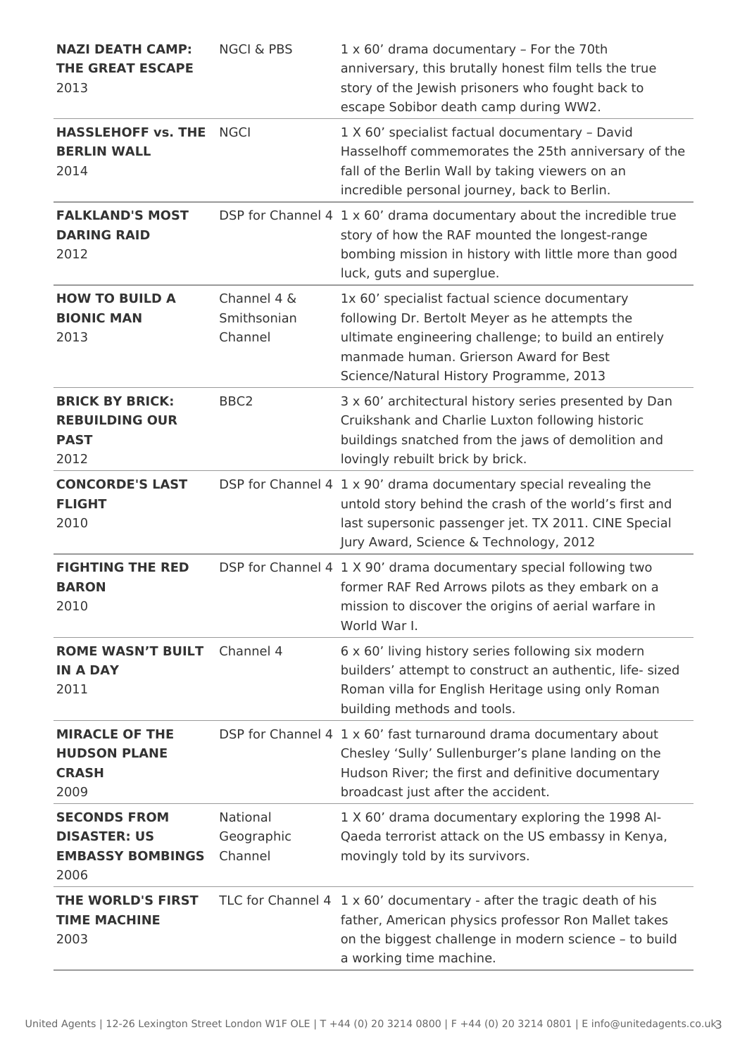| | | |
|---|---|---|
| **NAZI DEATH CAMP: THE GREAT ESCAPE** 2013 | NGCI & PBS | 1 x 60' drama documentary – For the 70th anniversary, this brutally honest film tells the true story of the Jewish prisoners who fought back to escape Sobibor death camp during WW2. |
| **HASSLEHOFF vs. THE BERLIN WALL** 2014 | NGCI | 1 X 60' specialist factual documentary – David Hasselhoff commemorates the 25th anniversary of the fall of the Berlin Wall by taking viewers on an incredible personal journey, back to Berlin. |
| **FALKLAND'S MOST DARING RAID** 2012 | DSP for Channel 4 | 1 x 60' drama documentary about the incredible true story of how the RAF mounted the longest-range bombing mission in history with little more than good luck, guts and superglue. |
| **HOW TO BUILD A BIONIC MAN** 2013 | Channel 4 & Smithsonian Channel | 1x 60' specialist factual science documentary following Dr. Bertolt Meyer as he attempts the ultimate engineering challenge; to build an entirely manmade human. Grierson Award for Best Science/Natural History Programme, 2013 |
| **BRICK BY BRICK: REBUILDING OUR PAST** 2012 | BBC2 | 3 x 60' architectural history series presented by Dan Cruikshank and Charlie Luxton following historic buildings snatched from the jaws of demolition and lovingly rebuilt brick by brick. |
| **CONCORDE'S LAST FLIGHT** 2010 | DSP for Channel 4 | 1 x 90' drama documentary special revealing the untold story behind the crash of the world's first and last supersonic passenger jet. TX 2011. CINE Special Jury Award, Science & Technology, 2012 |
| **FIGHTING THE RED BARON** 2010 | DSP for Channel 4 | 1 X 90' drama documentary special following two former RAF Red Arrows pilots as they embark on a mission to discover the origins of aerial warfare in World War I. |
| **ROME WASN'T BUILT IN A DAY** 2011 | Channel 4 | 6 x 60' living history series following six modern builders' attempt to construct an authentic, life- sized Roman villa for English Heritage using only Roman building methods and tools. |
| **MIRACLE OF THE HUDSON PLANE CRASH** 2009 | DSP for Channel 4 | 1 x 60' fast turnaround drama documentary about Chesley 'Sully' Sullenburger's plane landing on the Hudson River; the first and definitive documentary broadcast just after the accident. |
| **SECONDS FROM DISASTER: US EMBASSY BOMBINGS** 2006 | National Geographic Channel | 1 X 60' drama documentary exploring the 1998 Al-Qaeda terrorist attack on the US embassy in Kenya, movingly told by its survivors. |
| **THE WORLD'S FIRST TIME MACHINE** 2003 | TLC for Channel 4 | 1 x 60' documentary - after the tragic death of his father, American physics professor Ron Mallet takes on the biggest challenge in modern science – to build a working time machine. |